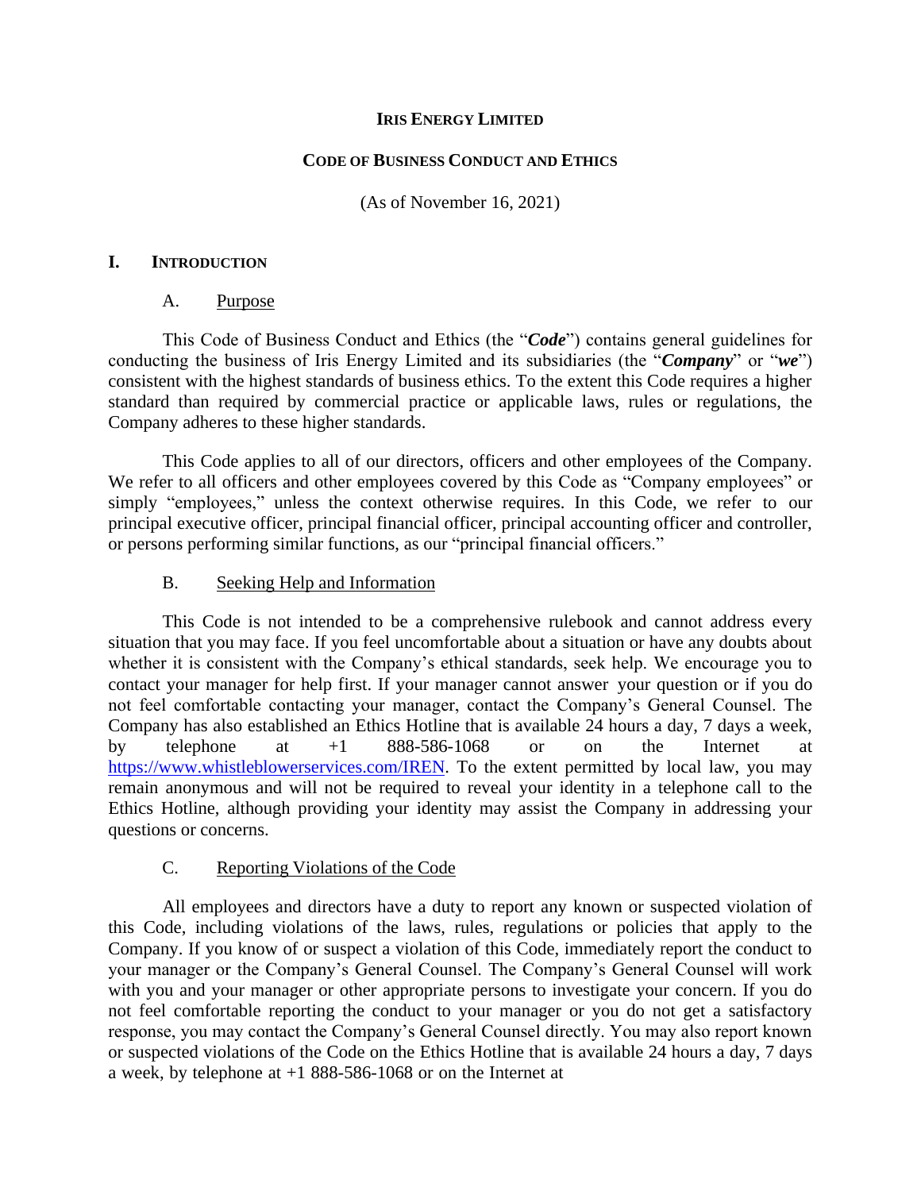**IRIS ENERGY LIMITED**

**CODE OF BUSINESS CONDUCT AND ETHICS**

(As of November 16, 2021)

# I. INTRODUCTION

## A. Purpose

This Code of Business Conduct and Ethics (the "***Code***") contains general guidelines for conducting the business of Iris Energy Limited and its subsidiaries (the "***Company***" or "***we***") consistent with the highest standards of business ethics. To the extent this Code requires a higher standard than required by commercial practice or applicable laws, rules or regulations, the Company adheres to these higher standards.

This Code applies to all of our directors, officers and other employees of the Company. We refer to all officers and other employees covered by this Code as "Company employees" or simply "employees," unless the context otherwise requires. In this Code, we refer to our principal executive officer, principal financial officer, principal accounting officer and controller, or persons performing similar functions, as our "principal financial officers."

## B. Seeking Help and Information

This Code is not intended to be a comprehensive rulebook and cannot address every situation that you may face. If you feel uncomfortable about a situation or have any doubts about whether it is consistent with the Company's ethical standards, seek help. We encourage you to contact your manager for help first. If your manager cannot answer your question or if you do not feel comfortable contacting your manager, contact the Company's General Counsel. The Company has also established an Ethics Hotline that is available 24 hours a day, 7 days a week, by telephone at +1 888-586-1068 or on the Internet at [https://www.whistleblowerservices.com/IREN](https://www.whistleblowerservices.com/IREN). To the extent permitted by local law, you may remain anonymous and will not be required to reveal your identity in a telephone call to the Ethics Hotline, although providing your identity may assist the Company in addressing your questions or concerns.

## C. Reporting Violations of the Code

All employees and directors have a duty to report any known or suspected violation of this Code, including violations of the laws, rules, regulations or policies that apply to the Company. If you know of or suspect a violation of this Code, immediately report the conduct to your manager or the Company's General Counsel. The Company's General Counsel will work with you and your manager or other appropriate persons to investigate your concern. If you do not feel comfortable reporting the conduct to your manager or you do not get a satisfactory response, you may contact the Company's General Counsel directly. You may also report known or suspected violations of the Code on the Ethics Hotline that is available 24 hours a day, 7 days a week, by telephone at +1 888-586-1068 or on the Internet at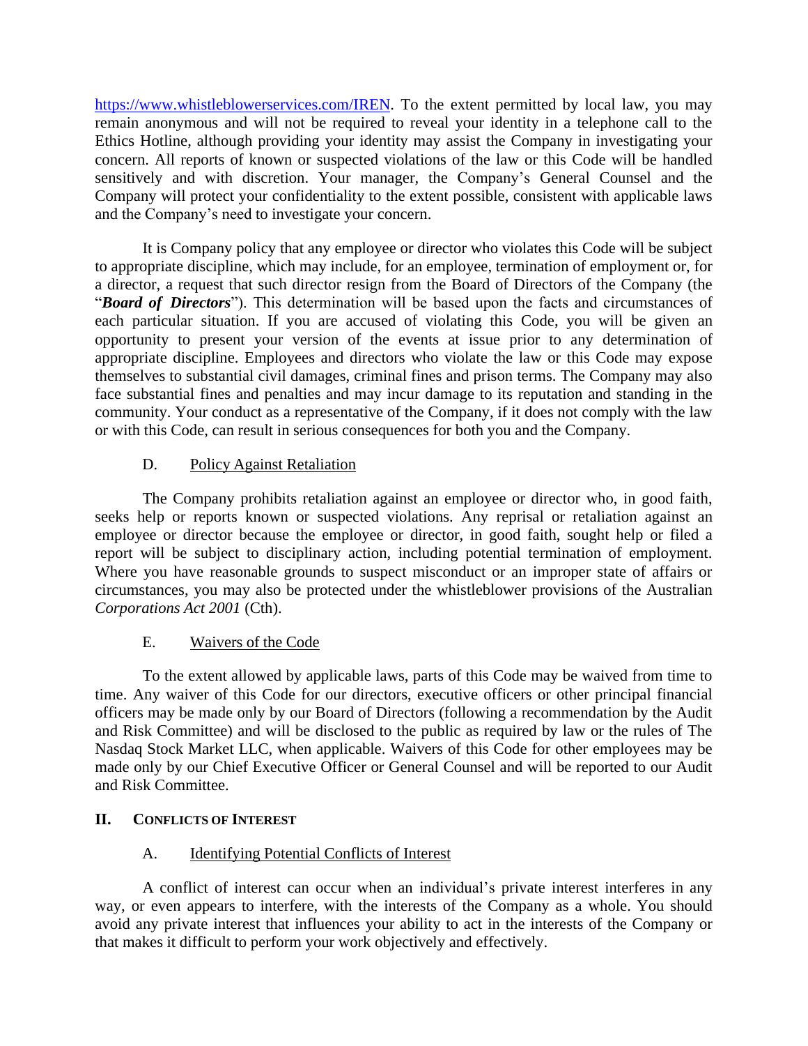[https://www.whistleblowerservices.com/IREN](https://www.whistleblowerservices.com/IREN). To the extent permitted by local law, you may remain anonymous and will not be required to reveal your identity in a telephone call to the Ethics Hotline, although providing your identity may assist the Company in investigating your concern. All reports of known or suspected violations of the law or this Code will be handled sensitively and with discretion. Your manager, the Company's General Counsel and the Company will protect your confidentiality to the extent possible, consistent with applicable laws and the Company's need to investigate your concern.

It is Company policy that any employee or director who violates this Code will be subject to appropriate discipline, which may include, for an employee, termination of employment or, for a director, a request that such director resign from the Board of Directors of the Company (the "***Board of Directors***"). This determination will be based upon the facts and circumstances of each particular situation. If you are accused of violating this Code, you will be given an opportunity to present your version of the events at issue prior to any determination of appropriate discipline. Employees and directors who violate the law or this Code may expose themselves to substantial civil damages, criminal fines and prison terms. The Company may also face substantial fines and penalties and may incur damage to its reputation and standing in the community. Your conduct as a representative of the Company, if it does not comply with the law or with this Code, can result in serious consequences for both you and the Company.

### D. Policy Against Retaliation

The Company prohibits retaliation against an employee or director who, in good faith, seeks help or reports known or suspected violations. Any reprisal or retaliation against an employee or director because the employee or director, in good faith, sought help or filed a report will be subject to disciplinary action, including potential termination of employment. Where you have reasonable grounds to suspect misconduct or an improper state of affairs or circumstances, you may also be protected under the whistleblower provisions of the Australian *Corporations Act 2001* (Cth).

### E. Waivers of the Code

To the extent allowed by applicable laws, parts of this Code may be waived from time to time. Any waiver of this Code for our directors, executive officers or other principal financial officers may be made only by our Board of Directors (following a recommendation by the Audit and Risk Committee) and will be disclosed to the public as required by law or the rules of The Nasdaq Stock Market LLC, when applicable. Waivers of this Code for other employees may be made only by our Chief Executive Officer or General Counsel and will be reported to our Audit and Risk Committee.

## II. Conflicts of Interest

### A. Identifying Potential Conflicts of Interest

A conflict of interest can occur when an individual's private interest interferes in any way, or even appears to interfere, with the interests of the Company as a whole. You should avoid any private interest that influences your ability to act in the interests of the Company or that makes it difficult to perform your work objectively and effectively.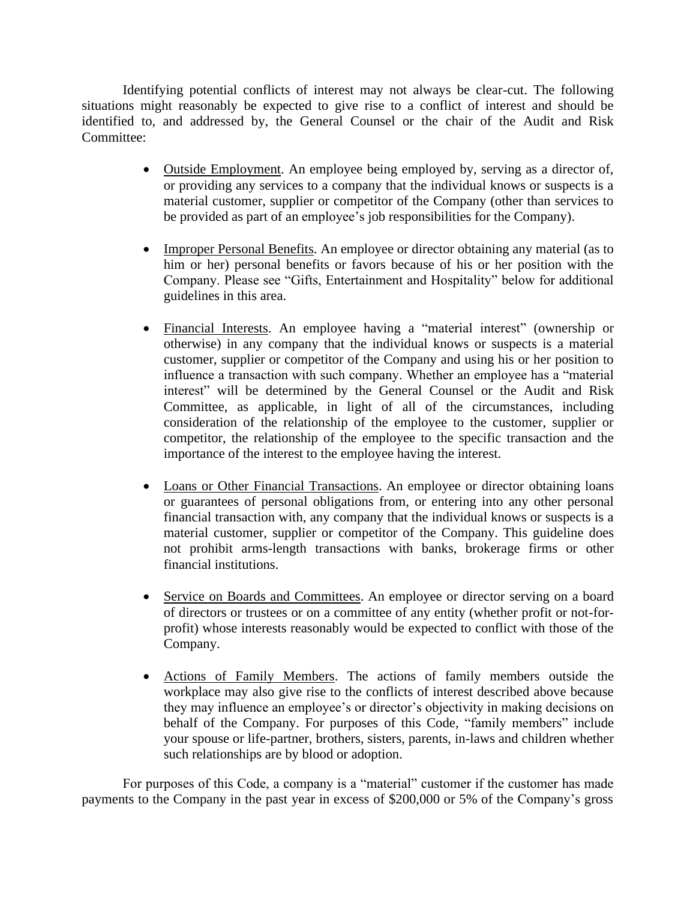Identifying potential conflicts of interest may not always be clear-cut. The following situations might reasonably be expected to give rise to a conflict of interest and should be identified to, and addressed by, the General Counsel or the chair of the Audit and Risk Committee:

- Outside Employment. An employee being employed by, serving as a director of, or providing any services to a company that the individual knows or suspects is a material customer, supplier or competitor of the Company (other than services to be provided as part of an employee's job responsibilities for the Company).

- Improper Personal Benefits. An employee or director obtaining any material (as to him or her) personal benefits or favors because of his or her position with the Company. Please see "Gifts, Entertainment and Hospitality" below for additional guidelines in this area.

- Financial Interests. An employee having a "material interest" (ownership or otherwise) in any company that the individual knows or suspects is a material customer, supplier or competitor of the Company and using his or her position to influence a transaction with such company. Whether an employee has a "material interest" will be determined by the General Counsel or the Audit and Risk Committee, as applicable, in light of all of the circumstances, including consideration of the relationship of the employee to the customer, supplier or competitor, the relationship of the employee to the specific transaction and the importance of the interest to the employee having the interest.

- Loans or Other Financial Transactions. An employee or director obtaining loans or guarantees of personal obligations from, or entering into any other personal financial transaction with, any company that the individual knows or suspects is a material customer, supplier or competitor of the Company. This guideline does not prohibit arms-length transactions with banks, brokerage firms or other financial institutions.

- Service on Boards and Committees. An employee or director serving on a board of directors or trustees or on a committee of any entity (whether profit or not-for-profit) whose interests reasonably would be expected to conflict with those of the Company.

- Actions of Family Members. The actions of family members outside the workplace may also give rise to the conflicts of interest described above because they may influence an employee's or director's objectivity in making decisions on behalf of the Company. For purposes of this Code, "family members" include your spouse or life-partner, brothers, sisters, parents, in-laws and children whether such relationships are by blood or adoption.

For purposes of this Code, a company is a "material" customer if the customer has made payments to the Company in the past year in excess of $200,000 or 5% of the Company's gross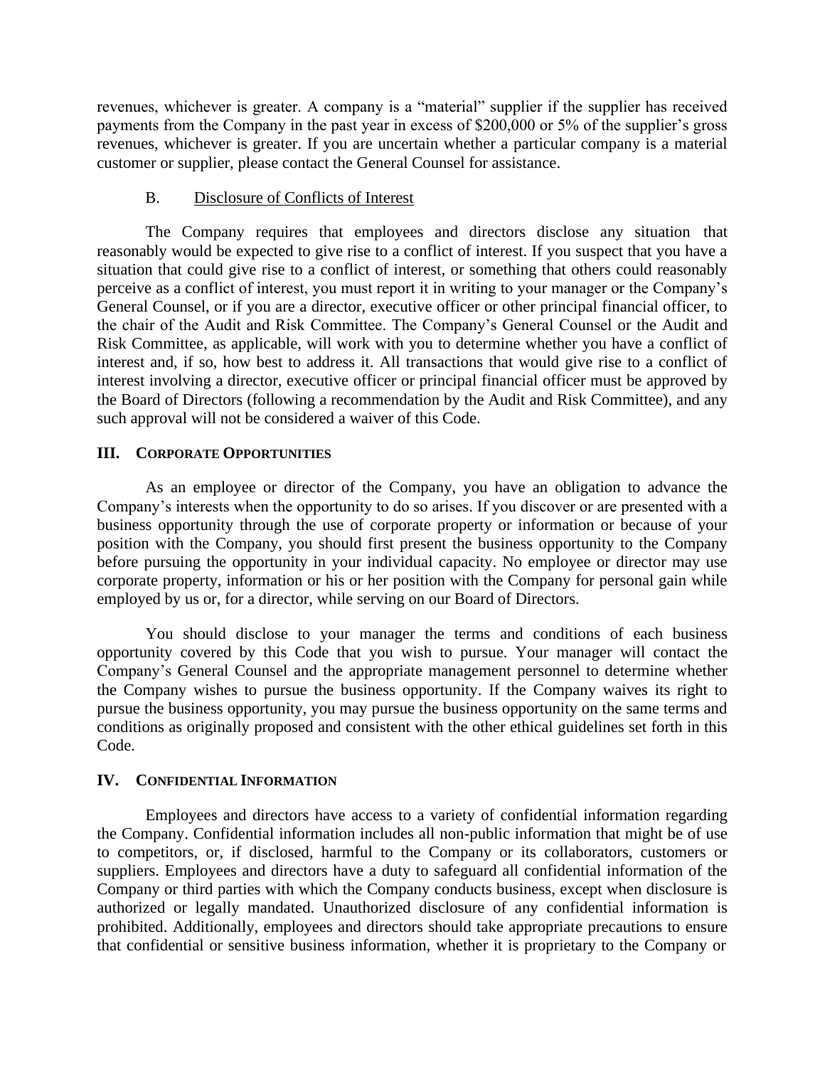revenues, whichever is greater. A company is a "material" supplier if the supplier has received payments from the Company in the past year in excess of $200,000 or 5% of the supplier's gross revenues, whichever is greater. If you are uncertain whether a particular company is a material customer or supplier, please contact the General Counsel for assistance.

### B. Disclosure of Conflicts of Interest

The Company requires that employees and directors disclose any situation that reasonably would be expected to give rise to a conflict of interest. If you suspect that you have a situation that could give rise to a conflict of interest, or something that others could reasonably perceive as a conflict of interest, you must report it in writing to your manager or the Company's General Counsel, or if you are a director, executive officer or other principal financial officer, to the chair of the Audit and Risk Committee. The Company's General Counsel or the Audit and Risk Committee, as applicable, will work with you to determine whether you have a conflict of interest and, if so, how best to address it. All transactions that would give rise to a conflict of interest involving a director, executive officer or principal financial officer must be approved by the Board of Directors (following a recommendation by the Audit and Risk Committee), and any such approval will not be considered a waiver of this Code.

## III. CORPORATE OPPORTUNITIES

As an employee or director of the Company, you have an obligation to advance the Company's interests when the opportunity to do so arises. If you discover or are presented with a business opportunity through the use of corporate property or information or because of your position with the Company, you should first present the business opportunity to the Company before pursuing the opportunity in your individual capacity. No employee or director may use corporate property, information or his or her position with the Company for personal gain while employed by us or, for a director, while serving on our Board of Directors.

You should disclose to your manager the terms and conditions of each business opportunity covered by this Code that you wish to pursue. Your manager will contact the Company's General Counsel and the appropriate management personnel to determine whether the Company wishes to pursue the business opportunity. If the Company waives its right to pursue the business opportunity, you may pursue the business opportunity on the same terms and conditions as originally proposed and consistent with the other ethical guidelines set forth in this Code.

## IV. CONFIDENTIAL INFORMATION

Employees and directors have access to a variety of confidential information regarding the Company. Confidential information includes all non-public information that might be of use to competitors, or, if disclosed, harmful to the Company or its collaborators, customers or suppliers. Employees and directors have a duty to safeguard all confidential information of the Company or third parties with which the Company conducts business, except when disclosure is authorized or legally mandated. Unauthorized disclosure of any confidential information is prohibited. Additionally, employees and directors should take appropriate precautions to ensure that confidential or sensitive business information, whether it is proprietary to the Company or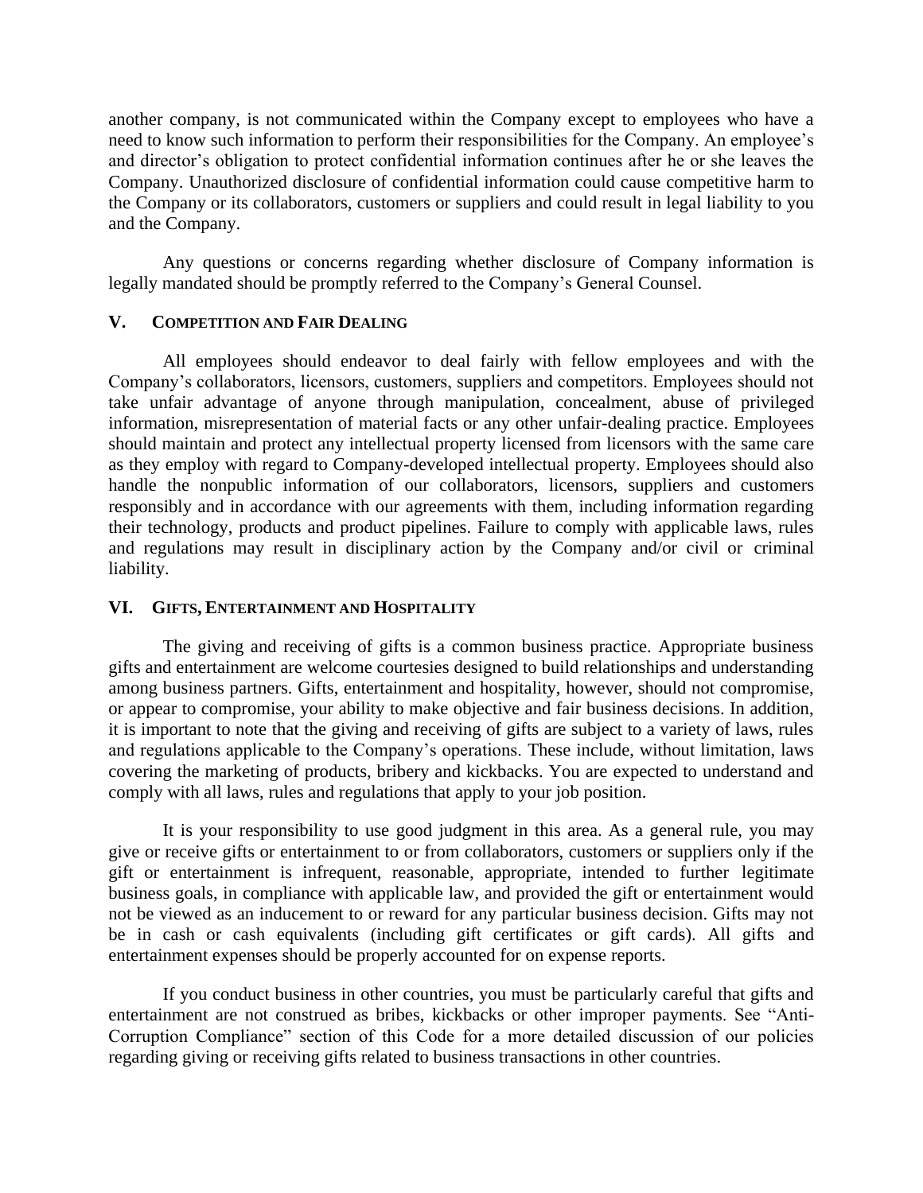another company, is not communicated within the Company except to employees who have a need to know such information to perform their responsibilities for the Company. An employee's and director's obligation to protect confidential information continues after he or she leaves the Company. Unauthorized disclosure of confidential information could cause competitive harm to the Company or its collaborators, customers or suppliers and could result in legal liability to you and the Company.

Any questions or concerns regarding whether disclosure of Company information is legally mandated should be promptly referred to the Company's General Counsel.

## V. Competition and Fair Dealing

All employees should endeavor to deal fairly with fellow employees and with the Company's collaborators, licensors, customers, suppliers and competitors. Employees should not take unfair advantage of anyone through manipulation, concealment, abuse of privileged information, misrepresentation of material facts or any other unfair-dealing practice. Employees should maintain and protect any intellectual property licensed from licensors with the same care as they employ with regard to Company-developed intellectual property. Employees should also handle the nonpublic information of our collaborators, licensors, suppliers and customers responsibly and in accordance with our agreements with them, including information regarding their technology, products and product pipelines. Failure to comply with applicable laws, rules and regulations may result in disciplinary action by the Company and/or civil or criminal liability.

## VI. Gifts, Entertainment and Hospitality

The giving and receiving of gifts is a common business practice. Appropriate business gifts and entertainment are welcome courtesies designed to build relationships and understanding among business partners. Gifts, entertainment and hospitality, however, should not compromise, or appear to compromise, your ability to make objective and fair business decisions. In addition, it is important to note that the giving and receiving of gifts are subject to a variety of laws, rules and regulations applicable to the Company's operations. These include, without limitation, laws covering the marketing of products, bribery and kickbacks. You are expected to understand and comply with all laws, rules and regulations that apply to your job position.

It is your responsibility to use good judgment in this area. As a general rule, you may give or receive gifts or entertainment to or from collaborators, customers or suppliers only if the gift or entertainment is infrequent, reasonable, appropriate, intended to further legitimate business goals, in compliance with applicable law, and provided the gift or entertainment would not be viewed as an inducement to or reward for any particular business decision. Gifts may not be in cash or cash equivalents (including gift certificates or gift cards). All gifts and entertainment expenses should be properly accounted for on expense reports.

If you conduct business in other countries, you must be particularly careful that gifts and entertainment are not construed as bribes, kickbacks or other improper payments. See "Anti-Corruption Compliance" section of this Code for a more detailed discussion of our policies regarding giving or receiving gifts related to business transactions in other countries.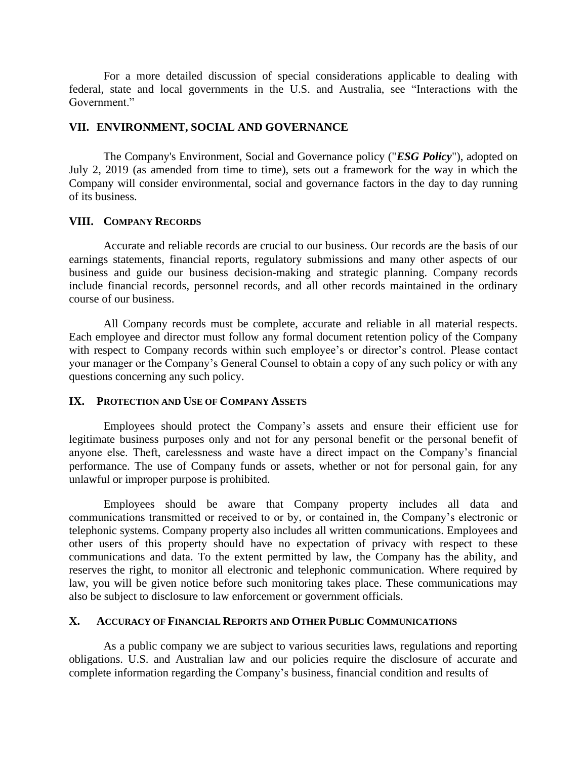For a more detailed discussion of special considerations applicable to dealing with federal, state and local governments in the U.S. and Australia, see "Interactions with the Government."

## VII. ENVIRONMENT, SOCIAL AND GOVERNANCE

The Company's Environment, Social and Governance policy ("***ESG Policy***"), adopted on July 2, 2019 (as amended from time to time), sets out a framework for the way in which the Company will consider environmental, social and governance factors in the day to day running of its business.

## VIII. COMPANY RECORDS

Accurate and reliable records are crucial to our business. Our records are the basis of our earnings statements, financial reports, regulatory submissions and many other aspects of our business and guide our business decision-making and strategic planning. Company records include financial records, personnel records, and all other records maintained in the ordinary course of our business.

All Company records must be complete, accurate and reliable in all material respects. Each employee and director must follow any formal document retention policy of the Company with respect to Company records within such employee's or director's control. Please contact your manager or the Company's General Counsel to obtain a copy of any such policy or with any questions concerning any such policy.

## IX. PROTECTION AND USE OF COMPANY ASSETS

Employees should protect the Company's assets and ensure their efficient use for legitimate business purposes only and not for any personal benefit or the personal benefit of anyone else. Theft, carelessness and waste have a direct impact on the Company's financial performance. The use of Company funds or assets, whether or not for personal gain, for any unlawful or improper purpose is prohibited.

Employees should be aware that Company property includes all data and communications transmitted or received to or by, or contained in, the Company's electronic or telephonic systems. Company property also includes all written communications. Employees and other users of this property should have no expectation of privacy with respect to these communications and data. To the extent permitted by law, the Company has the ability, and reserves the right, to monitor all electronic and telephonic communication. Where required by law, you will be given notice before such monitoring takes place. These communications may also be subject to disclosure to law enforcement or government officials.

## X. ACCURACY OF FINANCIAL REPORTS AND OTHER PUBLIC COMMUNICATIONS

As a public company we are subject to various securities laws, regulations and reporting obligations. U.S. and Australian law and our policies require the disclosure of accurate and complete information regarding the Company's business, financial condition and results of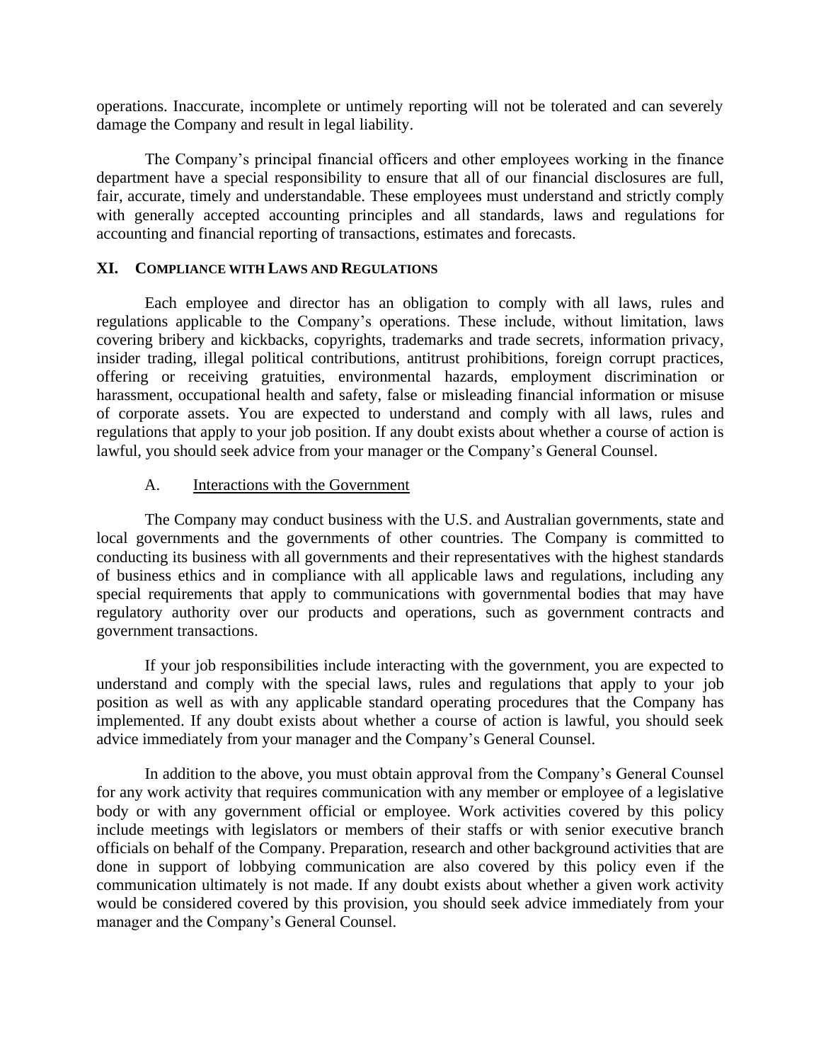operations. Inaccurate, incomplete or untimely reporting will not be tolerated and can severely damage the Company and result in legal liability.

The Company's principal financial officers and other employees working in the finance department have a special responsibility to ensure that all of our financial disclosures are full, fair, accurate, timely and understandable. These employees must understand and strictly comply with generally accepted accounting principles and all standards, laws and regulations for accounting and financial reporting of transactions, estimates and forecasts.

## XI. COMPLIANCE WITH LAWS AND REGULATIONS

Each employee and director has an obligation to comply with all laws, rules and regulations applicable to the Company's operations. These include, without limitation, laws covering bribery and kickbacks, copyrights, trademarks and trade secrets, information privacy, insider trading, illegal political contributions, antitrust prohibitions, foreign corrupt practices, offering or receiving gratuities, environmental hazards, employment discrimination or harassment, occupational health and safety, false or misleading financial information or misuse of corporate assets. You are expected to understand and comply with all laws, rules and regulations that apply to your job position. If any doubt exists about whether a course of action is lawful, you should seek advice from your manager or the Company's General Counsel.

### A. Interactions with the Government

The Company may conduct business with the U.S. and Australian governments, state and local governments and the governments of other countries. The Company is committed to conducting its business with all governments and their representatives with the highest standards of business ethics and in compliance with all applicable laws and regulations, including any special requirements that apply to communications with governmental bodies that may have regulatory authority over our products and operations, such as government contracts and government transactions.

If your job responsibilities include interacting with the government, you are expected to understand and comply with the special laws, rules and regulations that apply to your job position as well as with any applicable standard operating procedures that the Company has implemented. If any doubt exists about whether a course of action is lawful, you should seek advice immediately from your manager and the Company's General Counsel.

In addition to the above, you must obtain approval from the Company's General Counsel for any work activity that requires communication with any member or employee of a legislative body or with any government official or employee. Work activities covered by this policy include meetings with legislators or members of their staffs or with senior executive branch officials on behalf of the Company. Preparation, research and other background activities that are done in support of lobbying communication are also covered by this policy even if the communication ultimately is not made. If any doubt exists about whether a given work activity would be considered covered by this provision, you should seek advice immediately from your manager and the Company's General Counsel.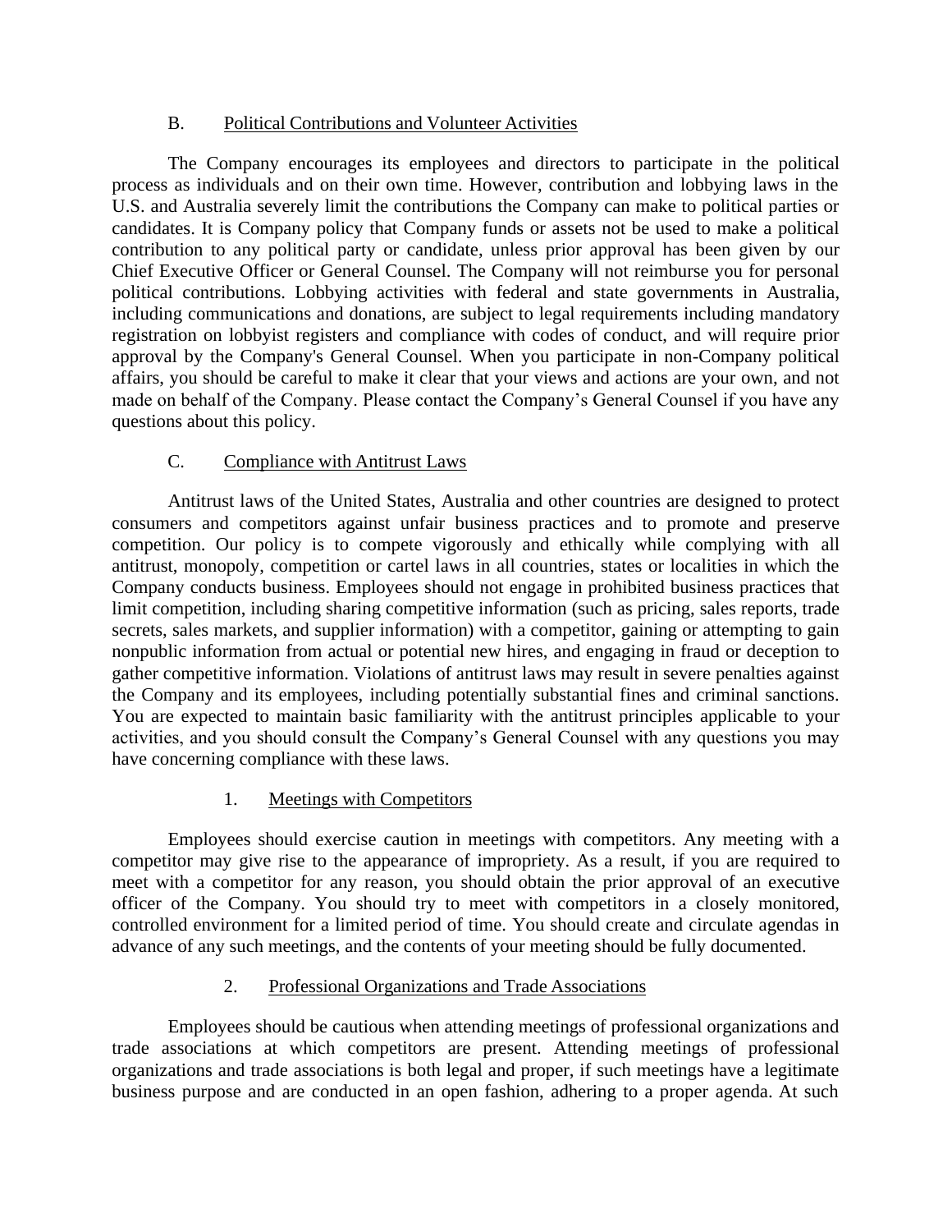### B. Political Contributions and Volunteer Activities

The Company encourages its employees and directors to participate in the political process as individuals and on their own time. However, contribution and lobbying laws in the U.S. and Australia severely limit the contributions the Company can make to political parties or candidates. It is Company policy that Company funds or assets not be used to make a political contribution to any political party or candidate, unless prior approval has been given by our Chief Executive Officer or General Counsel. The Company will not reimburse you for personal political contributions. Lobbying activities with federal and state governments in Australia, including communications and donations, are subject to legal requirements including mandatory registration on lobbyist registers and compliance with codes of conduct, and will require prior approval by the Company's General Counsel. When you participate in non-Company political affairs, you should be careful to make it clear that your views and actions are your own, and not made on behalf of the Company. Please contact the Company's General Counsel if you have any questions about this policy.

### C. Compliance with Antitrust Laws

Antitrust laws of the United States, Australia and other countries are designed to protect consumers and competitors against unfair business practices and to promote and preserve competition. Our policy is to compete vigorously and ethically while complying with all antitrust, monopoly, competition or cartel laws in all countries, states or localities in which the Company conducts business. Employees should not engage in prohibited business practices that limit competition, including sharing competitive information (such as pricing, sales reports, trade secrets, sales markets, and supplier information) with a competitor, gaining or attempting to gain nonpublic information from actual or potential new hires, and engaging in fraud or deception to gather competitive information. Violations of antitrust laws may result in severe penalties against the Company and its employees, including potentially substantial fines and criminal sanctions. You are expected to maintain basic familiarity with the antitrust principles applicable to your activities, and you should consult the Company's General Counsel with any questions you may have concerning compliance with these laws.

#### 1. Meetings with Competitors

Employees should exercise caution in meetings with competitors. Any meeting with a competitor may give rise to the appearance of impropriety. As a result, if you are required to meet with a competitor for any reason, you should obtain the prior approval of an executive officer of the Company. You should try to meet with competitors in a closely monitored, controlled environment for a limited period of time. You should create and circulate agendas in advance of any such meetings, and the contents of your meeting should be fully documented.

#### 2. Professional Organizations and Trade Associations

Employees should be cautious when attending meetings of professional organizations and trade associations at which competitors are present. Attending meetings of professional organizations and trade associations is both legal and proper, if such meetings have a legitimate business purpose and are conducted in an open fashion, adhering to a proper agenda. At such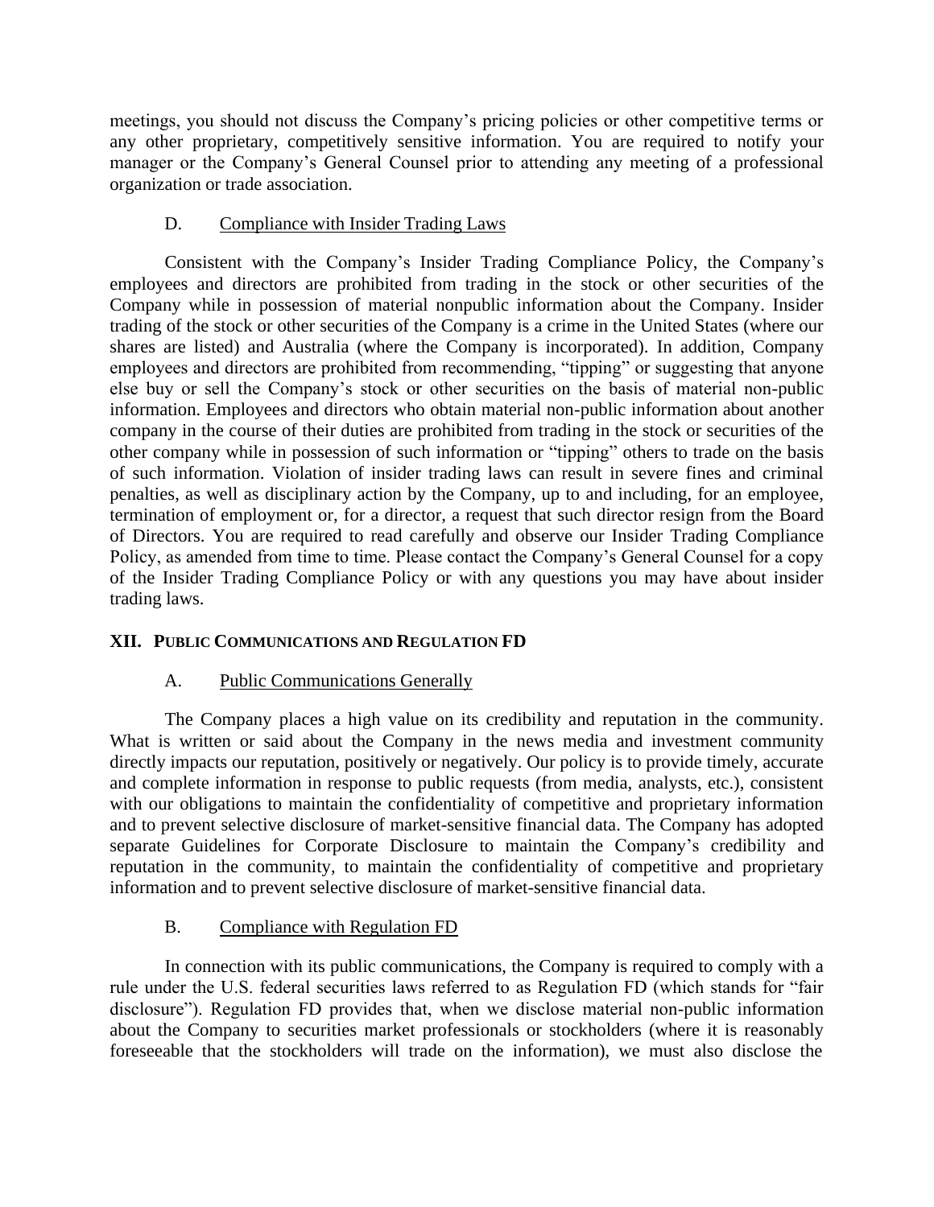meetings, you should not discuss the Company's pricing policies or other competitive terms or any other proprietary, competitively sensitive information. You are required to notify your manager or the Company's General Counsel prior to attending any meeting of a professional organization or trade association.

### D. Compliance with Insider Trading Laws

Consistent with the Company's Insider Trading Compliance Policy, the Company's employees and directors are prohibited from trading in the stock or other securities of the Company while in possession of material nonpublic information about the Company. Insider trading of the stock or other securities of the Company is a crime in the United States (where our shares are listed) and Australia (where the Company is incorporated). In addition, Company employees and directors are prohibited from recommending, "tipping" or suggesting that anyone else buy or sell the Company's stock or other securities on the basis of material non-public information. Employees and directors who obtain material non-public information about another company in the course of their duties are prohibited from trading in the stock or securities of the other company while in possession of such information or "tipping" others to trade on the basis of such information. Violation of insider trading laws can result in severe fines and criminal penalties, as well as disciplinary action by the Company, up to and including, for an employee, termination of employment or, for a director, a request that such director resign from the Board of Directors. You are required to read carefully and observe our Insider Trading Compliance Policy, as amended from time to time. Please contact the Company's General Counsel for a copy of the Insider Trading Compliance Policy or with any questions you may have about insider trading laws.

## XII. PUBLIC COMMUNICATIONS AND REGULATION FD

### A. Public Communications Generally

The Company places a high value on its credibility and reputation in the community. What is written or said about the Company in the news media and investment community directly impacts our reputation, positively or negatively. Our policy is to provide timely, accurate and complete information in response to public requests (from media, analysts, etc.), consistent with our obligations to maintain the confidentiality of competitive and proprietary information and to prevent selective disclosure of market-sensitive financial data. The Company has adopted separate Guidelines for Corporate Disclosure to maintain the Company's credibility and reputation in the community, to maintain the confidentiality of competitive and proprietary information and to prevent selective disclosure of market-sensitive financial data.

### B. Compliance with Regulation FD

In connection with its public communications, the Company is required to comply with a rule under the U.S. federal securities laws referred to as Regulation FD (which stands for "fair disclosure"). Regulation FD provides that, when we disclose material non-public information about the Company to securities market professionals or stockholders (where it is reasonably foreseeable that the stockholders will trade on the information), we must also disclose the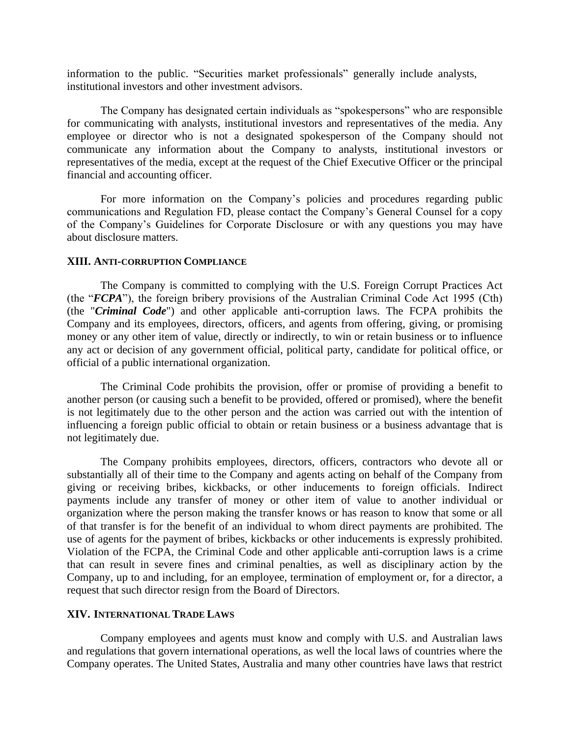information to the public. “Securities market professionals” generally include analysts, institutional investors and other investment advisors.

The Company has designated certain individuals as “spokespersons” who are responsible for communicating with analysts, institutional investors and representatives of the media. Any employee or director who is not a designated spokesperson of the Company should not communicate any information about the Company to analysts, institutional investors or representatives of the media, except at the request of the Chief Executive Officer or the principal financial and accounting officer.

For more information on the Company’s policies and procedures regarding public communications and Regulation FD, please contact the Company’s General Counsel for a copy of the Company’s Guidelines for Corporate Disclosure or with any questions you may have about disclosure matters.

### XIII. Anti-corruption Compliance

The Company is committed to complying with the U.S. Foreign Corrupt Practices Act (the “***FCPA***”), the foreign bribery provisions of the Australian Criminal Code Act 1995 (Cth) (the "***Criminal Code***") and other applicable anti-corruption laws. The FCPA prohibits the Company and its employees, directors, officers, and agents from offering, giving, or promising money or any other item of value, directly or indirectly, to win or retain business or to influence any act or decision of any government official, political party, candidate for political office, or official of a public international organization.

The Criminal Code prohibits the provision, offer or promise of providing a benefit to another person (or causing such a benefit to be provided, offered or promised), where the benefit is not legitimately due to the other person and the action was carried out with the intention of influencing a foreign public official to obtain or retain business or a business advantage that is not legitimately due.

The Company prohibits employees, directors, officers, contractors who devote all or substantially all of their time to the Company and agents acting on behalf of the Company from giving or receiving bribes, kickbacks, or other inducements to foreign officials. Indirect payments include any transfer of money or other item of value to another individual or organization where the person making the transfer knows or has reason to know that some or all of that transfer is for the benefit of an individual to whom direct payments are prohibited. The use of agents for the payment of bribes, kickbacks or other inducements is expressly prohibited. Violation of the FCPA, the Criminal Code and other applicable anti-corruption laws is a crime that can result in severe fines and criminal penalties, as well as disciplinary action by the Company, up to and including, for an employee, termination of employment or, for a director, a request that such director resign from the Board of Directors.

### XIV. International Trade Laws

Company employees and agents must know and comply with U.S. and Australian laws and regulations that govern international operations, as well the local laws of countries where the Company operates. The United States, Australia and many other countries have laws that restrict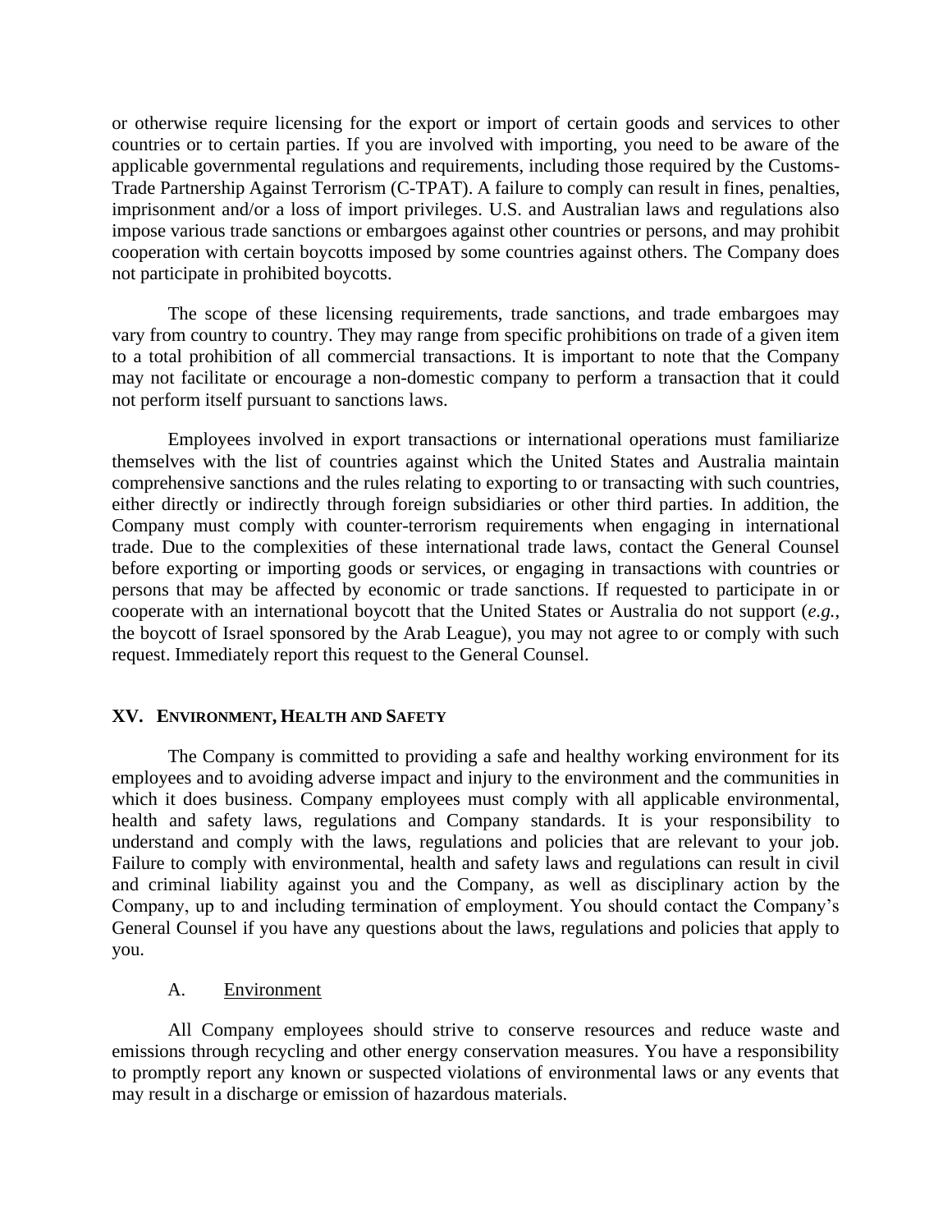or otherwise require licensing for the export or import of certain goods and services to other countries or to certain parties. If you are involved with importing, you need to be aware of the applicable governmental regulations and requirements, including those required by the Customs-Trade Partnership Against Terrorism (C-TPAT). A failure to comply can result in fines, penalties, imprisonment and/or a loss of import privileges. U.S. and Australian laws and regulations also impose various trade sanctions or embargoes against other countries or persons, and may prohibit cooperation with certain boycotts imposed by some countries against others. The Company does not participate in prohibited boycotts.

The scope of these licensing requirements, trade sanctions, and trade embargoes may vary from country to country. They may range from specific prohibitions on trade of a given item to a total prohibition of all commercial transactions. It is important to note that the Company may not facilitate or encourage a non-domestic company to perform a transaction that it could not perform itself pursuant to sanctions laws.

Employees involved in export transactions or international operations must familiarize themselves with the list of countries against which the United States and Australia maintain comprehensive sanctions and the rules relating to exporting to or transacting with such countries, either directly or indirectly through foreign subsidiaries or other third parties. In addition, the Company must comply with counter-terrorism requirements when engaging in international trade. Due to the complexities of these international trade laws, contact the General Counsel before exporting or importing goods or services, or engaging in transactions with countries or persons that may be affected by economic or trade sanctions. If requested to participate in or cooperate with an international boycott that the United States or Australia do not support (*e.g.*, the boycott of Israel sponsored by the Arab League), you may not agree to or comply with such request. Immediately report this request to the General Counsel.

## XV. Environment, Health and Safety

The Company is committed to providing a safe and healthy working environment for its employees and to avoiding adverse impact and injury to the environment and the communities in which it does business. Company employees must comply with all applicable environmental, health and safety laws, regulations and Company standards. It is your responsibility to understand and comply with the laws, regulations and policies that are relevant to your job. Failure to comply with environmental, health and safety laws and regulations can result in civil and criminal liability against you and the Company, as well as disciplinary action by the Company, up to and including termination of employment. You should contact the Company's General Counsel if you have any questions about the laws, regulations and policies that apply to you.

### A. Environment

All Company employees should strive to conserve resources and reduce waste and emissions through recycling and other energy conservation measures. You have a responsibility to promptly report any known or suspected violations of environmental laws or any events that may result in a discharge or emission of hazardous materials.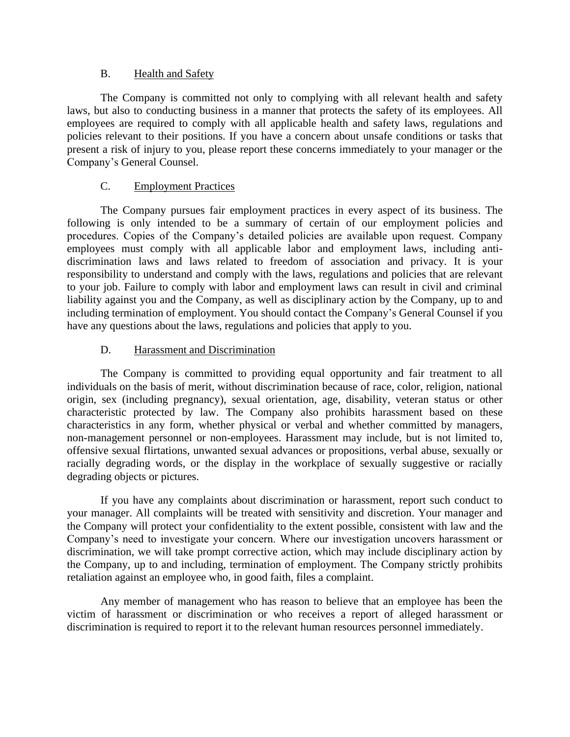### B. Health and Safety

The Company is committed not only to complying with all relevant health and safety laws, but also to conducting business in a manner that protects the safety of its employees. All employees are required to comply with all applicable health and safety laws, regulations and policies relevant to their positions. If you have a concern about unsafe conditions or tasks that present a risk of injury to you, please report these concerns immediately to your manager or the Company's General Counsel.

### C. Employment Practices

The Company pursues fair employment practices in every aspect of its business. The following is only intended to be a summary of certain of our employment policies and procedures. Copies of the Company's detailed policies are available upon request. Company employees must comply with all applicable labor and employment laws, including anti-discrimination laws and laws related to freedom of association and privacy. It is your responsibility to understand and comply with the laws, regulations and policies that are relevant to your job. Failure to comply with labor and employment laws can result in civil and criminal liability against you and the Company, as well as disciplinary action by the Company, up to and including termination of employment. You should contact the Company's General Counsel if you have any questions about the laws, regulations and policies that apply to you.

### D. Harassment and Discrimination

The Company is committed to providing equal opportunity and fair treatment to all individuals on the basis of merit, without discrimination because of race, color, religion, national origin, sex (including pregnancy), sexual orientation, age, disability, veteran status or other characteristic protected by law. The Company also prohibits harassment based on these characteristics in any form, whether physical or verbal and whether committed by managers, non-management personnel or non-employees. Harassment may include, but is not limited to, offensive sexual flirtations, unwanted sexual advances or propositions, verbal abuse, sexually or racially degrading words, or the display in the workplace of sexually suggestive or racially degrading objects or pictures.

If you have any complaints about discrimination or harassment, report such conduct to your manager. All complaints will be treated with sensitivity and discretion. Your manager and the Company will protect your confidentiality to the extent possible, consistent with law and the Company's need to investigate your concern. Where our investigation uncovers harassment or discrimination, we will take prompt corrective action, which may include disciplinary action by the Company, up to and including, termination of employment. The Company strictly prohibits retaliation against an employee who, in good faith, files a complaint.

Any member of management who has reason to believe that an employee has been the victim of harassment or discrimination or who receives a report of alleged harassment or discrimination is required to report it to the relevant human resources personnel immediately.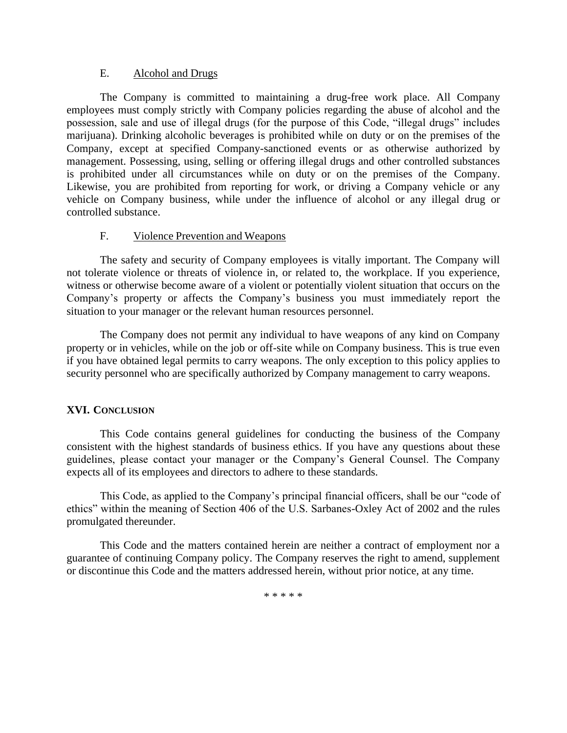### E. Alcohol and Drugs

The Company is committed to maintaining a drug-free work place. All Company employees must comply strictly with Company policies regarding the abuse of alcohol and the possession, sale and use of illegal drugs (for the purpose of this Code, "illegal drugs" includes marijuana). Drinking alcoholic beverages is prohibited while on duty or on the premises of the Company, except at specified Company-sanctioned events or as otherwise authorized by management. Possessing, using, selling or offering illegal drugs and other controlled substances is prohibited under all circumstances while on duty or on the premises of the Company. Likewise, you are prohibited from reporting for work, or driving a Company vehicle or any vehicle on Company business, while under the influence of alcohol or any illegal drug or controlled substance.

### F. Violence Prevention and Weapons

The safety and security of Company employees is vitally important. The Company will not tolerate violence or threats of violence in, or related to, the workplace. If you experience, witness or otherwise become aware of a violent or potentially violent situation that occurs on the Company's property or affects the Company's business you must immediately report the situation to your manager or the relevant human resources personnel.

The Company does not permit any individual to have weapons of any kind on Company property or in vehicles, while on the job or off-site while on Company business. This is true even if you have obtained legal permits to carry weapons. The only exception to this policy applies to security personnel who are specifically authorized by Company management to carry weapons.

## XVI. Conclusion

This Code contains general guidelines for conducting the business of the Company consistent with the highest standards of business ethics. If you have any questions about these guidelines, please contact your manager or the Company's General Counsel. The Company expects all of its employees and directors to adhere to these standards.

This Code, as applied to the Company's principal financial officers, shall be our "code of ethics" within the meaning of Section 406 of the U.S. Sarbanes-Oxley Act of 2002 and the rules promulgated thereunder.

This Code and the matters contained herein are neither a contract of employment nor a guarantee of continuing Company policy. The Company reserves the right to amend, supplement or discontinue this Code and the matters addressed herein, without prior notice, at any time.

* * * * *